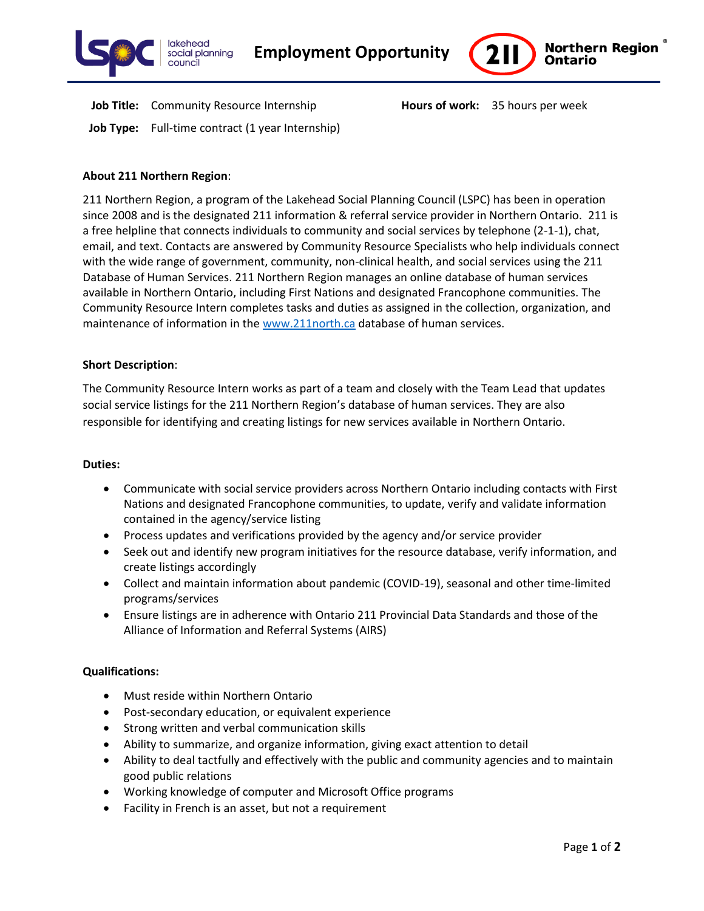# Employment Opportunity

**Job Title:** Community Resource Internship **Hours of work:** 35 hours per week

**Job Type:** Full-time contract (1 year Internship)

**About 211 Northern Region**:

211 Northern Region, a program of the Lakehead Social Planning Council (LSPC) has been in operation since 2008 and is the designated 211 information & referral service provider in Northern Ontario. 211 is a free helpline that connects individuals to community and social services by telephone (2-1-1), chat, email, and text. Contacts are answered by Community Resource Specialists who help individuals connect with the wide range of government, community, non-clinical health, and social services using the 211 Database of Human Services. 211 Northern Region manages an online database of human services available in Northern Ontario, including First Nations and designated Francophone communities. The Community Resource Intern completes tasks and duties as assigned in the collection, organization, and maintenance of information in the www.211north.ca database of human services.

**Short Description**:

The Community Resource Intern works as part of a team and closely with the Team Lead that updates social service listings for the 211 Northern Region's database of human services. They are also responsible for identifying and creating listings for new services available in Northern Ontario.

**Duties:**

- Communicate with social service providers across Northern Ontario including contacts with First Nations and designated Francophone communities, to update, verify and validate information contained in the agency/service listing
- Process updates and verifications provided by the agency and/or service provider
- Seek out and identify new program initiatives for the resource database, verify information, and create listings accordingly
- Collect and maintain information about pandemic (COVID-19), seasonal and other time-limited programs/services
- Ensure listings are in adherence with Ontario 211 Provincial Data Standards and those of the Alliance of Information and Referral Systems (AIRS)

**Qualifications:**

- Must reside within Northern Ontario
- Post-secondary education, or equivalent experience
- Strong written and verbal communication skills
- Ability to summarize, and organize information, giving exact attention to detail
- Ability to deal tactfully and effectively with the public and community agencies and to maintain good public relations
- Working knowledge of computer and Microsoft Office programs
- Facility in French is an asset, but not a requirement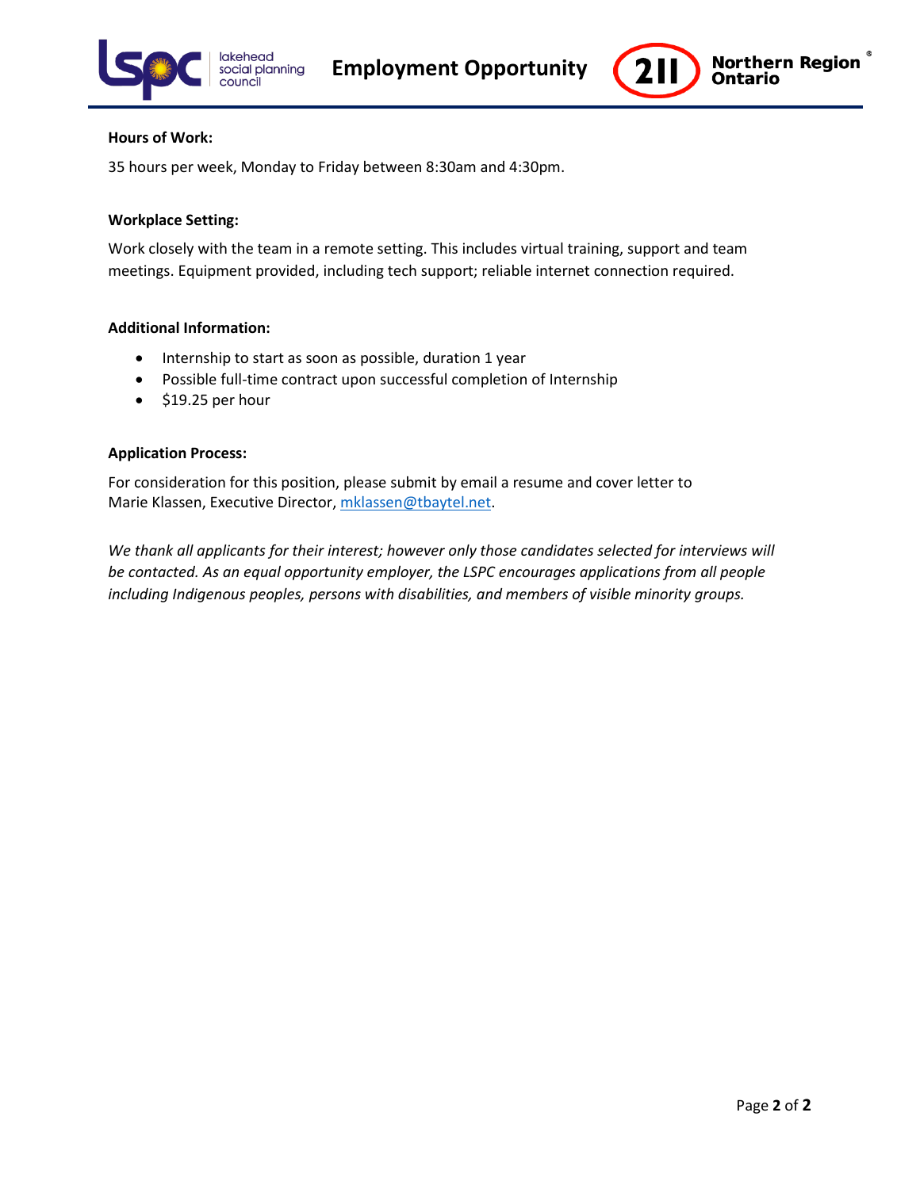**Hours of Work:**

35 hours per week, Monday to Friday between 8:30am and 4:30pm.

**Workplace Setting:**

Work closely with the team in a remote setting. This includes virtual training, support and team meetings. Equipment provided, including tech support; reliable internet connection required.

**Additional Information:**

- Internship to start as soon as possible, duration 1 year
- Possible full-time contract upon successful completion of Internship
- $19.25 per hour

**Application Process:**

For consideration for this position, please submit by email a resume and cover letter to Marie Klassen, Executive Director, mklassen@tbaytel.net.

*We thank all applicants for their interest; however only those candidates selected for interviews will be contacted. As an equal opportunity employer, the LSPC encourages applications from all people including Indigenous peoples, persons with disabilities, and members of visible minority groups.*